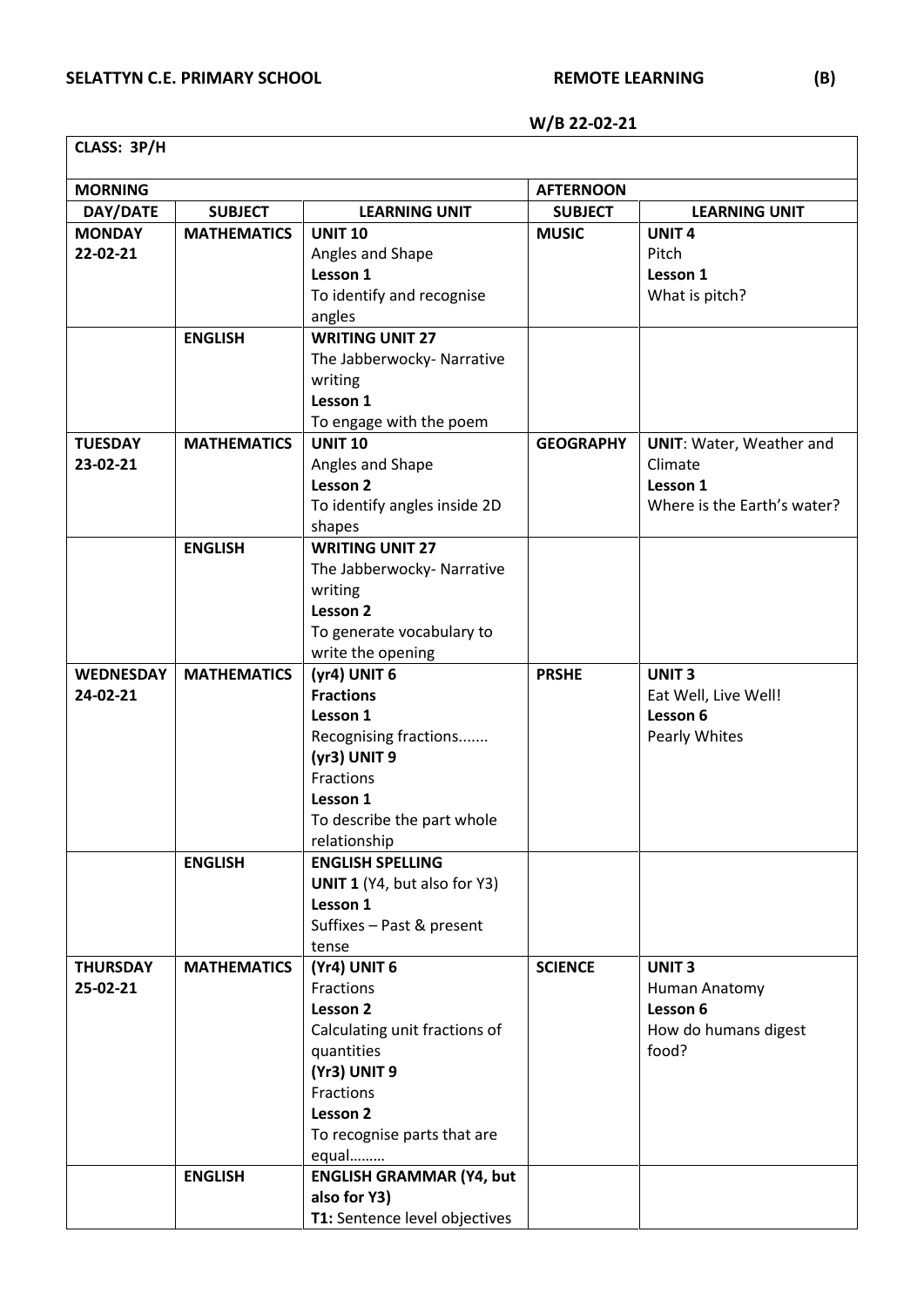**SELATTYN C.E. PRIMARY SCHOOL** **REMOTE LEARNING** **(B)**

**W/B 22-02-21**

| **CLASS: 3P/H** | | | | |
|---|---|---|---|---|
| **MORNING** | | | **AFTERNOON** | |
| **DAY/DATE** | **SUBJECT** | **LEARNING UNIT** | **SUBJECT** | **LEARNING UNIT** |
| **MONDAY** 22-02-21 | **MATHEMATICS** | **UNIT 10** Angles and Shape **Lesson 1** To identify and recognise angles | **MUSIC** | **UNIT 4** Pitch **Lesson 1** What is pitch? |
| | **ENGLISH** | **WRITING UNIT 27** The Jabberwocky- Narrative writing **Lesson 1** To engage with the poem | | |
| **TUESDAY** 23-02-21 | **MATHEMATICS** | **UNIT 10** Angles and Shape **Lesson 2** To identify angles inside 2D shapes | **GEOGRAPHY** | **UNIT**: Water, Weather and Climate **Lesson 1** Where is the Earth's water? |
| | **ENGLISH** | **WRITING UNIT 27** The Jabberwocky- Narrative writing **Lesson 2** To generate vocabulary to write the opening | | |
| **WEDNESDAY** 24-02-21 | **MATHEMATICS** | **(yr4) UNIT 6** **Fractions** **Lesson 1** Recognising fractions....... **(yr3) UNIT 9** Fractions **Lesson 1** To describe the part whole relationship | **PRSHE** | **UNIT 3** Eat Well, Live Well! **Lesson 6** Pearly Whites |
| | **ENGLISH** | **ENGLISH SPELLING** **UNIT 1** (Y4, but also for Y3) **Lesson 1** Suffixes – Past & present tense | | |
| **THURSDAY** 25-02-21 | **MATHEMATICS** | **(Yr4) UNIT 6** Fractions **Lesson 2** Calculating unit fractions of quantities **(Yr3) UNIT 9** Fractions **Lesson 2** To recognise parts that are equal……… | **SCIENCE** | **UNIT 3** Human Anatomy **Lesson 6** How do humans digest food? |
| | **ENGLISH** | **ENGLISH GRAMMAR (Y4, but also for Y3)** **T1:** Sentence level objectives | | |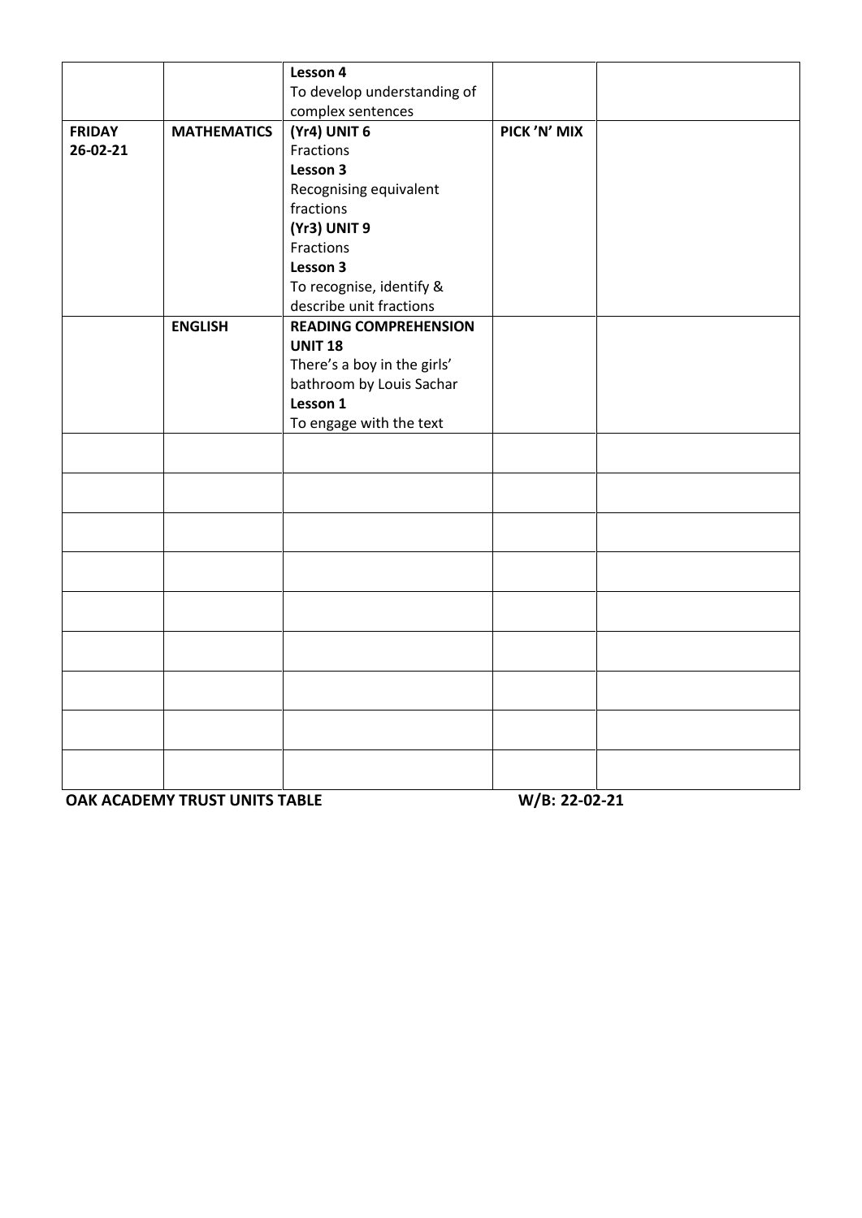| | | | | |
|---|---|---|---|---|
| | | **Lesson 4**<br>To develop understanding of complex sentences | | |
| **FRIDAY**<br>**26-02-21** | **MATHEMATICS** | **(Yr4) UNIT 6**<br>Fractions<br>**Lesson 3**<br>Recognising equivalent fractions<br>**(Yr3) UNIT 9**<br>Fractions<br>**Lesson 3**<br>To recognise, identify & describe unit fractions | **PICK 'N' MIX** | |
| | **ENGLISH** | **READING COMPREHENSION**<br>**UNIT 18**<br>There's a boy in the girls' bathroom by Louis Sachar<br>**Lesson 1**<br>To engage with the text | | |
| | | | | |
| | | | | |
| | | | | |
| | | | | |
| | | | | |
| | | | | |
| | | | | |
| | | | | |
| | | | | |

**OAK ACADEMY TRUST UNITS TABLE** **W/B: 22-02-21**